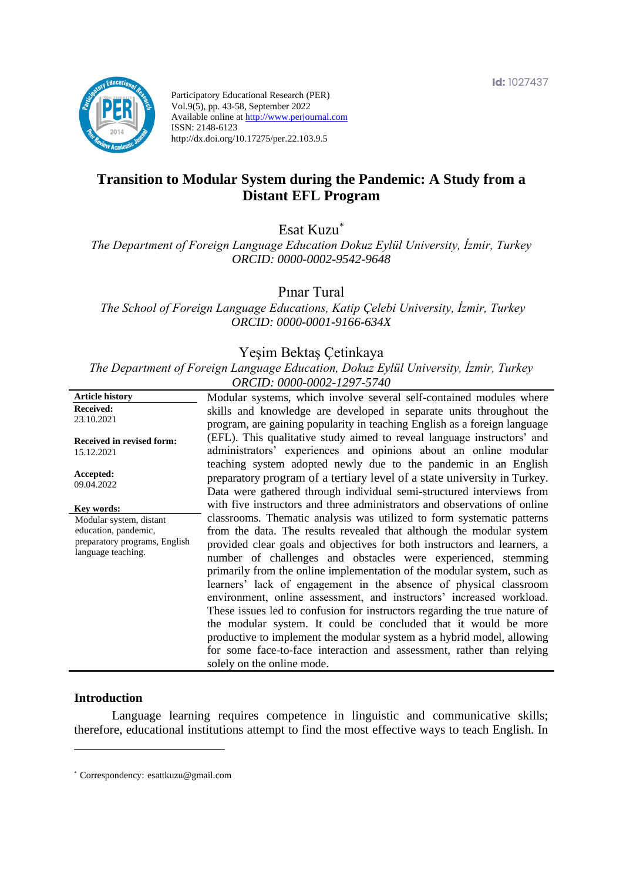Id: 1027437

Participatory Educational Research (PER)
Vol.9(5), pp. 43-58, September 2022
Available online at http://www.perjournal.com
ISSN: 2148-6123
http://dx.doi.org/10.17275/per.22.103.9.5

# Transition to Modular System during the Pandemic: A Study from a Distant EFL Program

Esat Kuzu*

*The Department of Foreign Language Education Dokuz Eylül University, İzmir, Turkey*
*ORCID: 0000-0002-9542-9648*

Pınar Tural

*The School of Foreign Language Educations, Katip Çelebi University, İzmir, Turkey*
*ORCID: 0000-0001-9166-634X*

Yeşim Bektaş Çetinkaya

*The Department of Foreign Language Education, Dokuz Eylül University, İzmir, Turkey*
*ORCID: 0000-0002-1297-5740*

**Article history**

**Received:**
23.10.2021

**Received in revised form:**
15.12.2021

**Accepted:**
09.04.2022

**Key words:**
Modular system, distant education, pandemic, preparatory programs, English language teaching.

Modular systems, which involve several self-contained modules where skills and knowledge are developed in separate units throughout the program, are gaining popularity in teaching English as a foreign language (EFL). This qualitative study aimed to reveal language instructors' and administrators' experiences and opinions about an online modular teaching system adopted newly due to the pandemic in an English preparatory program of a tertiary level of a state university in Turkey. Data were gathered through individual semi-structured interviews from with five instructors and three administrators and observations of online classrooms. Thematic analysis was utilized to form systematic patterns from the data. The results revealed that although the modular system provided clear goals and objectives for both instructors and learners, a number of challenges and obstacles were experienced, stemming primarily from the online implementation of the modular system, such as learners' lack of engagement in the absence of physical classroom environment, online assessment, and instructors' increased workload. These issues led to confusion for instructors regarding the true nature of the modular system. It could be concluded that it would be more productive to implement the modular system as a hybrid model, allowing for some face-to-face interaction and assessment, rather than relying solely on the online mode.

## Introduction

Language learning requires competence in linguistic and communicative skills; therefore, educational institutions attempt to find the most effective ways to teach English. In

* Correspondency: esattkuzu@gmail.com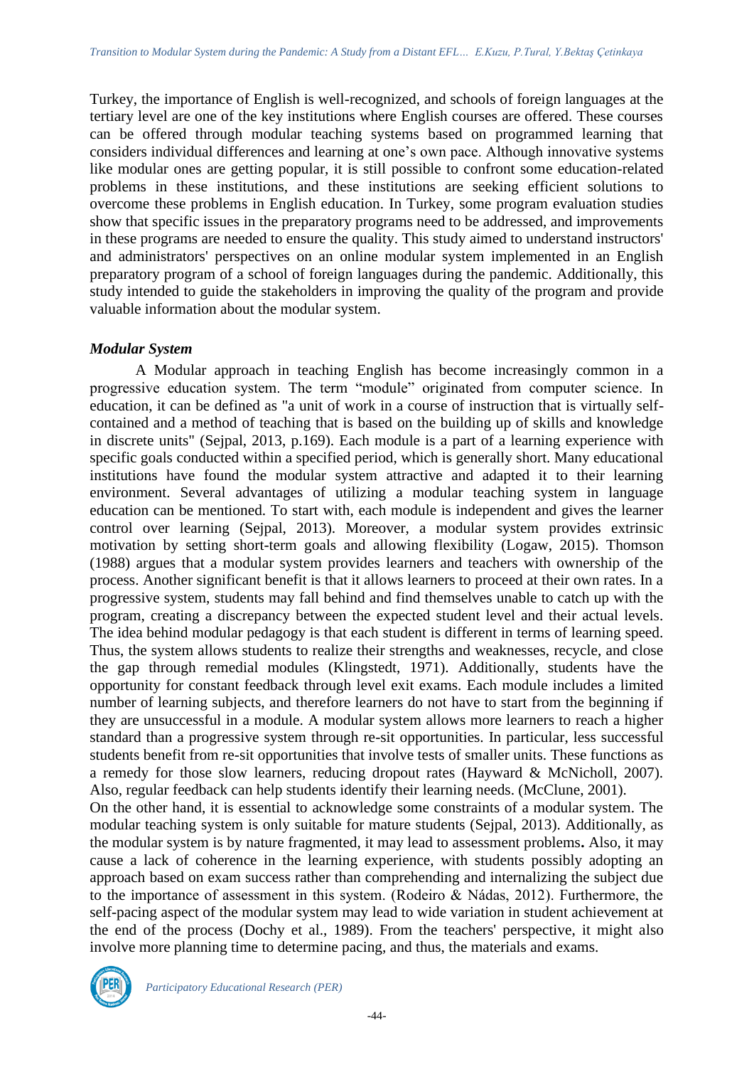Turkey, the importance of English is well-recognized, and schools of foreign languages at the tertiary level are one of the key institutions where English courses are offered. These courses can be offered through modular teaching systems based on programmed learning that considers individual differences and learning at one's own pace. Although innovative systems like modular ones are getting popular, it is still possible to confront some education-related problems in these institutions, and these institutions are seeking efficient solutions to overcome these problems in English education. In Turkey, some program evaluation studies show that specific issues in the preparatory programs need to be addressed, and improvements in these programs are needed to ensure the quality. This study aimed to understand instructors' and administrators' perspectives on an online modular system implemented in an English preparatory program of a school of foreign languages during the pandemic. Additionally, this study intended to guide the stakeholders in improving the quality of the program and provide valuable information about the modular system.

### *Modular System*

A Modular approach in teaching English has become increasingly common in a progressive education system. The term "module" originated from computer science. In education, it can be defined as "a unit of work in a course of instruction that is virtually self-contained and a method of teaching that is based on the building up of skills and knowledge in discrete units" (Sejpal, 2013, p.169). Each module is a part of a learning experience with specific goals conducted within a specified period, which is generally short. Many educational institutions have found the modular system attractive and adapted it to their learning environment. Several advantages of utilizing a modular teaching system in language education can be mentioned. To start with, each module is independent and gives the learner control over learning (Sejpal, 2013). Moreover, a modular system provides extrinsic motivation by setting short-term goals and allowing flexibility (Logaw, 2015). Thomson (1988) argues that a modular system provides learners and teachers with ownership of the process. Another significant benefit is that it allows learners to proceed at their own rates. In a progressive system, students may fall behind and find themselves unable to catch up with the program, creating a discrepancy between the expected student level and their actual levels. The idea behind modular pedagogy is that each student is different in terms of learning speed. Thus, the system allows students to realize their strengths and weaknesses, recycle, and close the gap through remedial modules (Klingstedt, 1971). Additionally, students have the opportunity for constant feedback through level exit exams. Each module includes a limited number of learning subjects, and therefore learners do not have to start from the beginning if they are unsuccessful in a module. A modular system allows more learners to reach a higher standard than a progressive system through re-sit opportunities. In particular, less successful students benefit from re-sit opportunities that involve tests of smaller units. These functions as a remedy for those slow learners, reducing dropout rates (Hayward & McNicholl, 2007). Also, regular feedback can help students identify their learning needs. (McClune, 2001).

On the other hand, it is essential to acknowledge some constraints of a modular system. The modular teaching system is only suitable for mature students (Sejpal, 2013). Additionally, as the modular system is by nature fragmented, it may lead to assessment problems**.** Also, it may cause a lack of coherence in the learning experience, with students possibly adopting an approach based on exam success rather than comprehending and internalizing the subject due to the importance of assessment in this system. (Rodeiro & Nádas, 2012). Furthermore, the self-pacing aspect of the modular system may lead to wide variation in student achievement at the end of the process (Dochy et al., 1989). From the teachers' perspective, it might also involve more planning time to determine pacing, and thus, the materials and exams.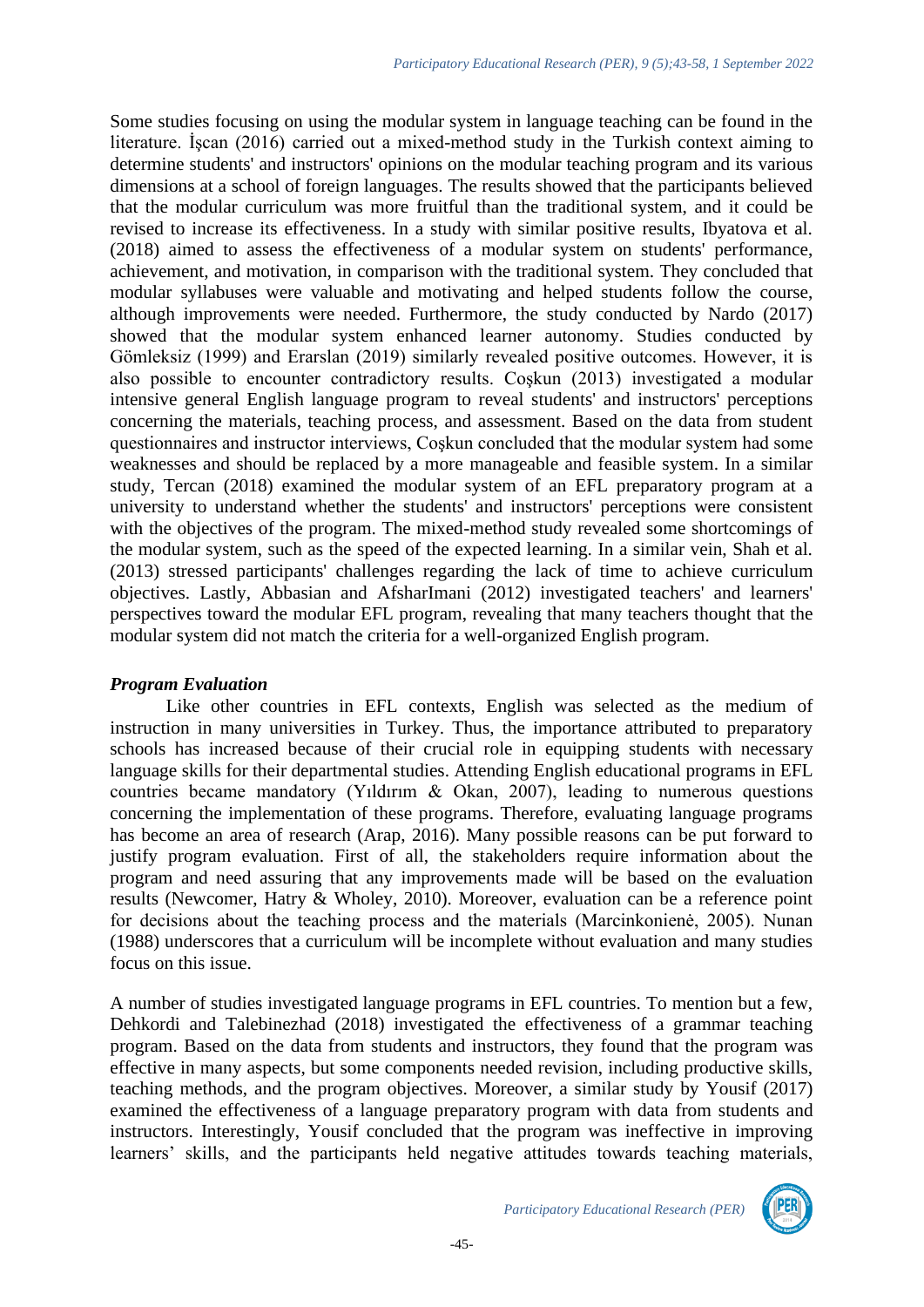Some studies focusing on using the modular system in language teaching can be found in the literature. İşcan (2016) carried out a mixed-method study in the Turkish context aiming to determine students' and instructors' opinions on the modular teaching program and its various dimensions at a school of foreign languages. The results showed that the participants believed that the modular curriculum was more fruitful than the traditional system, and it could be revised to increase its effectiveness. In a study with similar positive results, Ibyatova et al. (2018) aimed to assess the effectiveness of a modular system on students' performance, achievement, and motivation, in comparison with the traditional system. They concluded that modular syllabuses were valuable and motivating and helped students follow the course, although improvements were needed. Furthermore, the study conducted by Nardo (2017) showed that the modular system enhanced learner autonomy. Studies conducted by Gömleksiz (1999) and Erarslan (2019) similarly revealed positive outcomes. However, it is also possible to encounter contradictory results. Coşkun (2013) investigated a modular intensive general English language program to reveal students' and instructors' perceptions concerning the materials, teaching process, and assessment. Based on the data from student questionnaires and instructor interviews, Coşkun concluded that the modular system had some weaknesses and should be replaced by a more manageable and feasible system. In a similar study, Tercan (2018) examined the modular system of an EFL preparatory program at a university to understand whether the students' and instructors' perceptions were consistent with the objectives of the program. The mixed-method study revealed some shortcomings of the modular system, such as the speed of the expected learning. In a similar vein, Shah et al. (2013) stressed participants' challenges regarding the lack of time to achieve curriculum objectives. Lastly, Abbasian and AfsharImani (2012) investigated teachers' and learners' perspectives toward the modular EFL program, revealing that many teachers thought that the modular system did not match the criteria for a well-organized English program.

### *Program Evaluation*

Like other countries in EFL contexts, English was selected as the medium of instruction in many universities in Turkey. Thus, the importance attributed to preparatory schools has increased because of their crucial role in equipping students with necessary language skills for their departmental studies. Attending English educational programs in EFL countries became mandatory (Yıldırım & Okan, 2007), leading to numerous questions concerning the implementation of these programs. Therefore, evaluating language programs has become an area of research (Arap, 2016). Many possible reasons can be put forward to justify program evaluation. First of all, the stakeholders require information about the program and need assuring that any improvements made will be based on the evaluation results (Newcomer, Hatry & Wholey, 2010). Moreover, evaluation can be a reference point for decisions about the teaching process and the materials (Marcinkonienė, 2005). Nunan (1988) underscores that a curriculum will be incomplete without evaluation and many studies focus on this issue.

A number of studies investigated language programs in EFL countries. To mention but a few, Dehkordi and Talebinezhad (2018) investigated the effectiveness of a grammar teaching program. Based on the data from students and instructors, they found that the program was effective in many aspects, but some components needed revision, including productive skills, teaching methods, and the program objectives. Moreover, a similar study by Yousif (2017) examined the effectiveness of a language preparatory program with data from students and instructors. Interestingly, Yousif concluded that the program was ineffective in improving learners' skills, and the participants held negative attitudes towards teaching materials,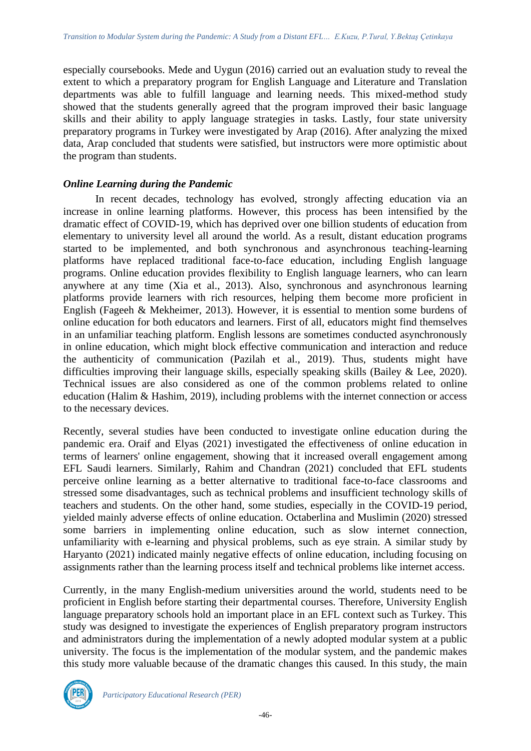especially coursebooks. Mede and Uygun (2016) carried out an evaluation study to reveal the extent to which a preparatory program for English Language and Literature and Translation departments was able to fulfill language and learning needs. This mixed-method study showed that the students generally agreed that the program improved their basic language skills and their ability to apply language strategies in tasks. Lastly, four state university preparatory programs in Turkey were investigated by Arap (2016). After analyzing the mixed data, Arap concluded that students were satisfied, but instructors were more optimistic about the program than students.

### *Online Learning during the Pandemic*

In recent decades, technology has evolved, strongly affecting education via an increase in online learning platforms. However, this process has been intensified by the dramatic effect of COVID-19, which has deprived over one billion students of education from elementary to university level all around the world. As a result, distant education programs started to be implemented, and both synchronous and asynchronous teaching-learning platforms have replaced traditional face-to-face education, including English language programs. Online education provides flexibility to English language learners, who can learn anywhere at any time (Xia et al., 2013). Also, synchronous and asynchronous learning platforms provide learners with rich resources, helping them become more proficient in English (Fageeh & Mekheimer, 2013). However, it is essential to mention some burdens of online education for both educators and learners. First of all, educators might find themselves in an unfamiliar teaching platform. English lessons are sometimes conducted asynchronously in online education, which might block effective communication and interaction and reduce the authenticity of communication (Pazilah et al., 2019). Thus, students might have difficulties improving their language skills, especially speaking skills (Bailey & Lee, 2020). Technical issues are also considered as one of the common problems related to online education (Halim & Hashim, 2019), including problems with the internet connection or access to the necessary devices.

Recently, several studies have been conducted to investigate online education during the pandemic era. Oraif and Elyas (2021) investigated the effectiveness of online education in terms of learners' online engagement, showing that it increased overall engagement among EFL Saudi learners. Similarly, Rahim and Chandran (2021) concluded that EFL students perceive online learning as a better alternative to traditional face-to-face classrooms and stressed some disadvantages, such as technical problems and insufficient technology skills of teachers and students. On the other hand, some studies, especially in the COVID-19 period, yielded mainly adverse effects of online education. Octaberlina and Muslimin (2020) stressed some barriers in implementing online education, such as slow internet connection, unfamiliarity with e-learning and physical problems, such as eye strain. A similar study by Haryanto (2021) indicated mainly negative effects of online education, including focusing on assignments rather than the learning process itself and technical problems like internet access.

Currently, in the many English-medium universities around the world, students need to be proficient in English before starting their departmental courses. Therefore, University English language preparatory schools hold an important place in an EFL context such as Turkey. This study was designed to investigate the experiences of English preparatory program instructors and administrators during the implementation of a newly adopted modular system at a public university. The focus is the implementation of the modular system, and the pandemic makes this study more valuable because of the dramatic changes this caused. In this study, the main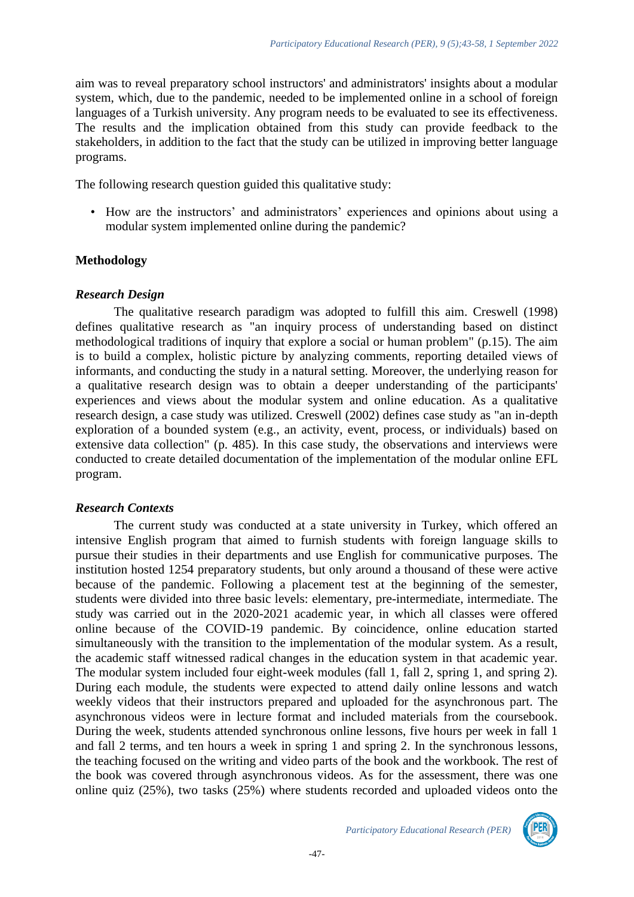aim was to reveal preparatory school instructors' and administrators' insights about a modular system, which, due to the pandemic, needed to be implemented online in a school of foreign languages of a Turkish university. Any program needs to be evaluated to see its effectiveness. The results and the implication obtained from this study can provide feedback to the stakeholders, in addition to the fact that the study can be utilized in improving better language programs.

The following research question guided this qualitative study:

- How are the instructors' and administrators' experiences and opinions about using a modular system implemented online during the pandemic?

## Methodology

### *Research Design*

The qualitative research paradigm was adopted to fulfill this aim. Creswell (1998) defines qualitative research as "an inquiry process of understanding based on distinct methodological traditions of inquiry that explore a social or human problem" (p.15). The aim is to build a complex, holistic picture by analyzing comments, reporting detailed views of informants, and conducting the study in a natural setting. Moreover, the underlying reason for a qualitative research design was to obtain a deeper understanding of the participants' experiences and views about the modular system and online education. As a qualitative research design, a case study was utilized. Creswell (2002) defines case study as "an in-depth exploration of a bounded system (e.g., an activity, event, process, or individuals) based on extensive data collection" (p. 485). In this case study, the observations and interviews were conducted to create detailed documentation of the implementation of the modular online EFL program.

### *Research Contexts*

The current study was conducted at a state university in Turkey, which offered an intensive English program that aimed to furnish students with foreign language skills to pursue their studies in their departments and use English for communicative purposes. The institution hosted 1254 preparatory students, but only around a thousand of these were active because of the pandemic. Following a placement test at the beginning of the semester, students were divided into three basic levels: elementary, pre-intermediate, intermediate. The study was carried out in the 2020-2021 academic year, in which all classes were offered online because of the COVID-19 pandemic. By coincidence, online education started simultaneously with the transition to the implementation of the modular system. As a result, the academic staff witnessed radical changes in the education system in that academic year. The modular system included four eight-week modules (fall 1, fall 2, spring 1, and spring 2). During each module, the students were expected to attend daily online lessons and watch weekly videos that their instructors prepared and uploaded for the asynchronous part. The asynchronous videos were in lecture format and included materials from the coursebook. During the week, students attended synchronous online lessons, five hours per week in fall 1 and fall 2 terms, and ten hours a week in spring 1 and spring 2. In the synchronous lessons, the teaching focused on the writing and video parts of the book and the workbook. The rest of the book was covered through asynchronous videos. As for the assessment, there was one online quiz (25%), two tasks (25%) where students recorded and uploaded videos onto the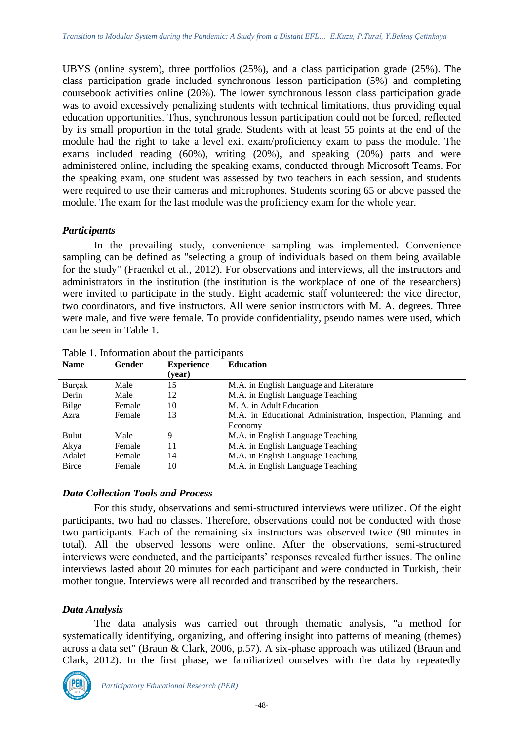UBYS (online system), three portfolios (25%), and a class participation grade (25%). The class participation grade included synchronous lesson participation (5%) and completing coursebook activities online (20%). The lower synchronous lesson class participation grade was to avoid excessively penalizing students with technical limitations, thus providing equal education opportunities. Thus, synchronous lesson participation could not be forced, reflected by its small proportion in the total grade. Students with at least 55 points at the end of the module had the right to take a level exit exam/proficiency exam to pass the module. The exams included reading (60%), writing (20%), and speaking (20%) parts and were administered online, including the speaking exams, conducted through Microsoft Teams. For the speaking exam, one student was assessed by two teachers in each session, and students were required to use their cameras and microphones. Students scoring 65 or above passed the module. The exam for the last module was the proficiency exam for the whole year.

### *Participants*

In the prevailing study, convenience sampling was implemented. Convenience sampling can be defined as "selecting a group of individuals based on them being available for the study" (Fraenkel et al., 2012). For observations and interviews, all the instructors and administrators in the institution (the institution is the workplace of one of the researchers) were invited to participate in the study. Eight academic staff volunteered: the vice director, two coordinators, and five instructors. All were senior instructors with M. A. degrees. Three were male, and five were female. To provide confidentiality, pseudo names were used, which can be seen in Table 1.

Table 1. Information about the participants

| Name | Gender | Experience (year) | Education |
|---|---|---|---|
| Burçak | Male | 15 | M.A. in English Language and Literature |
| Derin | Male | 12 | M.A. in English Language Teaching |
| Bilge | Female | 10 | M. A. in Adult Education |
| Azra | Female | 13 | M.A. in Educational Administration, Inspection, Planning, and Economy |
| Bulut | Male | 9 | M.A. in English Language Teaching |
| Akya | Female | 11 | M.A. in English Language Teaching |
| Adalet | Female | 14 | M.A. in English Language Teaching |
| Birce | Female | 10 | M.A. in English Language Teaching |

### *Data Collection Tools and Process*

For this study, observations and semi-structured interviews were utilized. Of the eight participants, two had no classes. Therefore, observations could not be conducted with those two participants. Each of the remaining six instructors was observed twice (90 minutes in total). All the observed lessons were online. After the observations, semi-structured interviews were conducted, and the participants' responses revealed further issues. The online interviews lasted about 20 minutes for each participant and were conducted in Turkish, their mother tongue. Interviews were all recorded and transcribed by the researchers.

### *Data Analysis*

The data analysis was carried out through thematic analysis, "a method for systematically identifying, organizing, and offering insight into patterns of meaning (themes) across a data set" (Braun & Clark, 2006, p.57). A six-phase approach was utilized (Braun and Clark, 2012). In the first phase, we familiarized ourselves with the data by repeatedly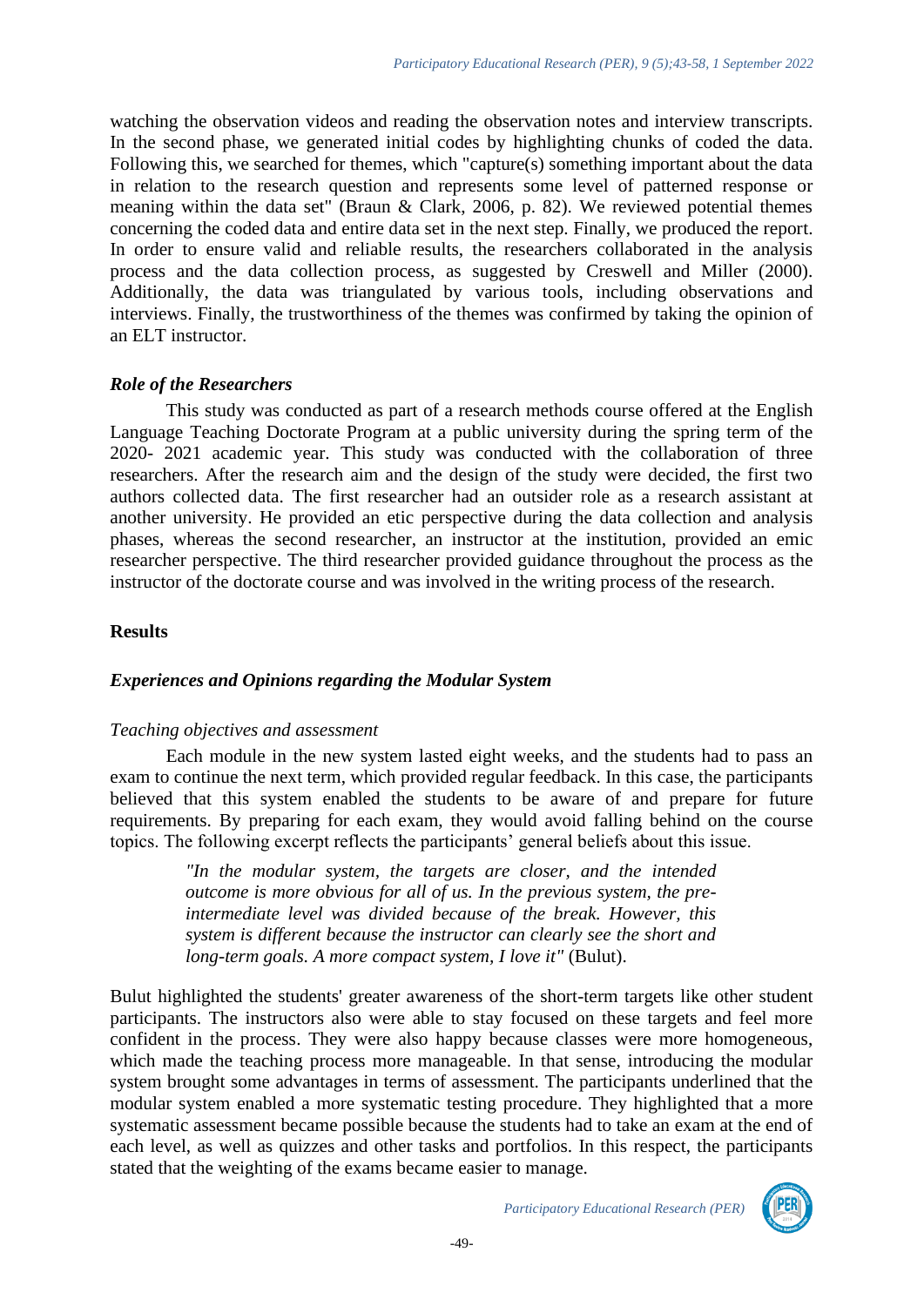watching the observation videos and reading the observation notes and interview transcripts. In the second phase, we generated initial codes by highlighting chunks of coded the data. Following this, we searched for themes, which "capture(s) something important about the data in relation to the research question and represents some level of patterned response or meaning within the data set" (Braun & Clark, 2006, p. 82). We reviewed potential themes concerning the coded data and entire data set in the next step. Finally, we produced the report. In order to ensure valid and reliable results, the researchers collaborated in the analysis process and the data collection process, as suggested by Creswell and Miller (2000). Additionally, the data was triangulated by various tools, including observations and interviews. Finally, the trustworthiness of the themes was confirmed by taking the opinion of an ELT instructor.

### *Role of the Researchers*

This study was conducted as part of a research methods course offered at the English Language Teaching Doctorate Program at a public university during the spring term of the 2020- 2021 academic year. This study was conducted with the collaboration of three researchers. After the research aim and the design of the study were decided, the first two authors collected data. The first researcher had an outsider role as a research assistant at another university. He provided an etic perspective during the data collection and analysis phases, whereas the second researcher, an instructor at the institution, provided an emic researcher perspective. The third researcher provided guidance throughout the process as the instructor of the doctorate course and was involved in the writing process of the research.

## Results

### *Experiences and Opinions regarding the Modular System*

#### *Teaching objectives and assessment*

Each module in the new system lasted eight weeks, and the students had to pass an exam to continue the next term, which provided regular feedback. In this case, the participants believed that this system enabled the students to be aware of and prepare for future requirements. By preparing for each exam, they would avoid falling behind on the course topics. The following excerpt reflects the participants' general beliefs about this issue.

> *"In the modular system, the targets are closer, and the intended outcome is more obvious for all of us. In the previous system, the pre-intermediate level was divided because of the break. However, this system is different because the instructor can clearly see the short and long-term goals. A more compact system, I love it"* (Bulut).

Bulut highlighted the students' greater awareness of the short-term targets like other student participants. The instructors also were able to stay focused on these targets and feel more confident in the process. They were also happy because classes were more homogeneous, which made the teaching process more manageable. In that sense, introducing the modular system brought some advantages in terms of assessment. The participants underlined that the modular system enabled a more systematic testing procedure. They highlighted that a more systematic assessment became possible because the students had to take an exam at the end of each level, as well as quizzes and other tasks and portfolios. In this respect, the participants stated that the weighting of the exams became easier to manage.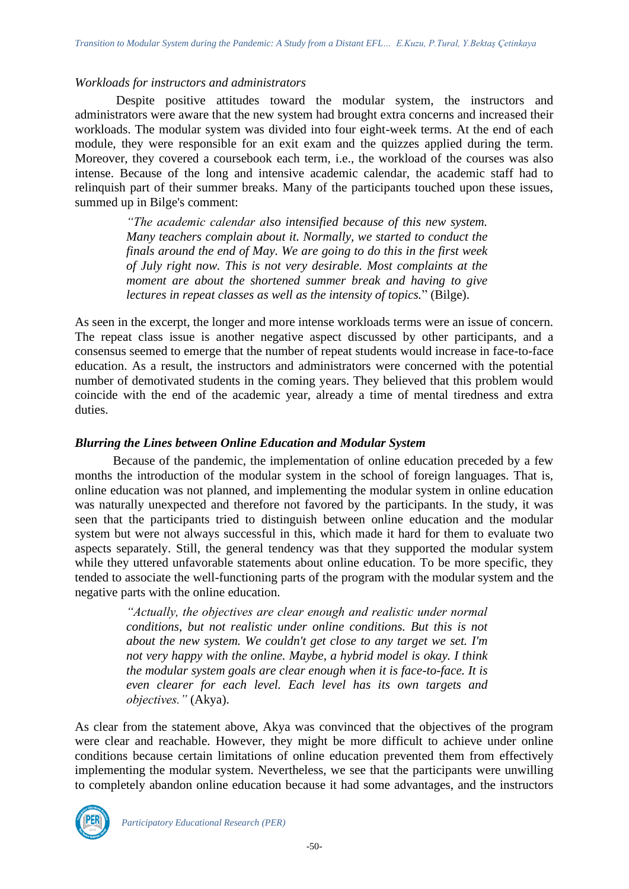*Workloads for instructors and administrators*

Despite positive attitudes toward the modular system, the instructors and administrators were aware that the new system had brought extra concerns and increased their workloads. The modular system was divided into four eight-week terms. At the end of each module, they were responsible for an exit exam and the quizzes applied during the term. Moreover, they covered a coursebook each term, i.e., the workload of the courses was also intense. Because of the long and intensive academic calendar, the academic staff had to relinquish part of their summer breaks. Many of the participants touched upon these issues, summed up in Bilge's comment:

> *"The academic calendar also intensified because of this new system. Many teachers complain about it. Normally, we started to conduct the finals around the end of May. We are going to do this in the first week of July right now. This is not very desirable. Most complaints at the moment are about the shortened summer break and having to give lectures in repeat classes as well as the intensity of topics.*" (Bilge).

As seen in the excerpt, the longer and more intense workloads terms were an issue of concern. The repeat class issue is another negative aspect discussed by other participants, and a consensus seemed to emerge that the number of repeat students would increase in face-to-face education. As a result, the instructors and administrators were concerned with the potential number of demotivated students in the coming years. They believed that this problem would coincide with the end of the academic year, already a time of mental tiredness and extra duties.

### ***Blurring the Lines between Online Education and Modular System***

Because of the pandemic, the implementation of online education preceded by a few months the introduction of the modular system in the school of foreign languages. That is, online education was not planned, and implementing the modular system in online education was naturally unexpected and therefore not favored by the participants. In the study, it was seen that the participants tried to distinguish between online education and the modular system but were not always successful in this, which made it hard for them to evaluate two aspects separately. Still, the general tendency was that they supported the modular system while they uttered unfavorable statements about online education. To be more specific, they tended to associate the well-functioning parts of the program with the modular system and the negative parts with the online education.

> *"Actually, the objectives are clear enough and realistic under normal conditions, but not realistic under online conditions. But this is not about the new system. We couldn't get close to any target we set. I'm not very happy with the online. Maybe, a hybrid model is okay. I think the modular system goals are clear enough when it is face-to-face. It is even clearer for each level. Each level has its own targets and objectives."* (Akya).

As clear from the statement above, Akya was convinced that the objectives of the program were clear and reachable. However, they might be more difficult to achieve under online conditions because certain limitations of online education prevented them from effectively implementing the modular system. Nevertheless, we see that the participants were unwilling to completely abandon online education because it had some advantages, and the instructors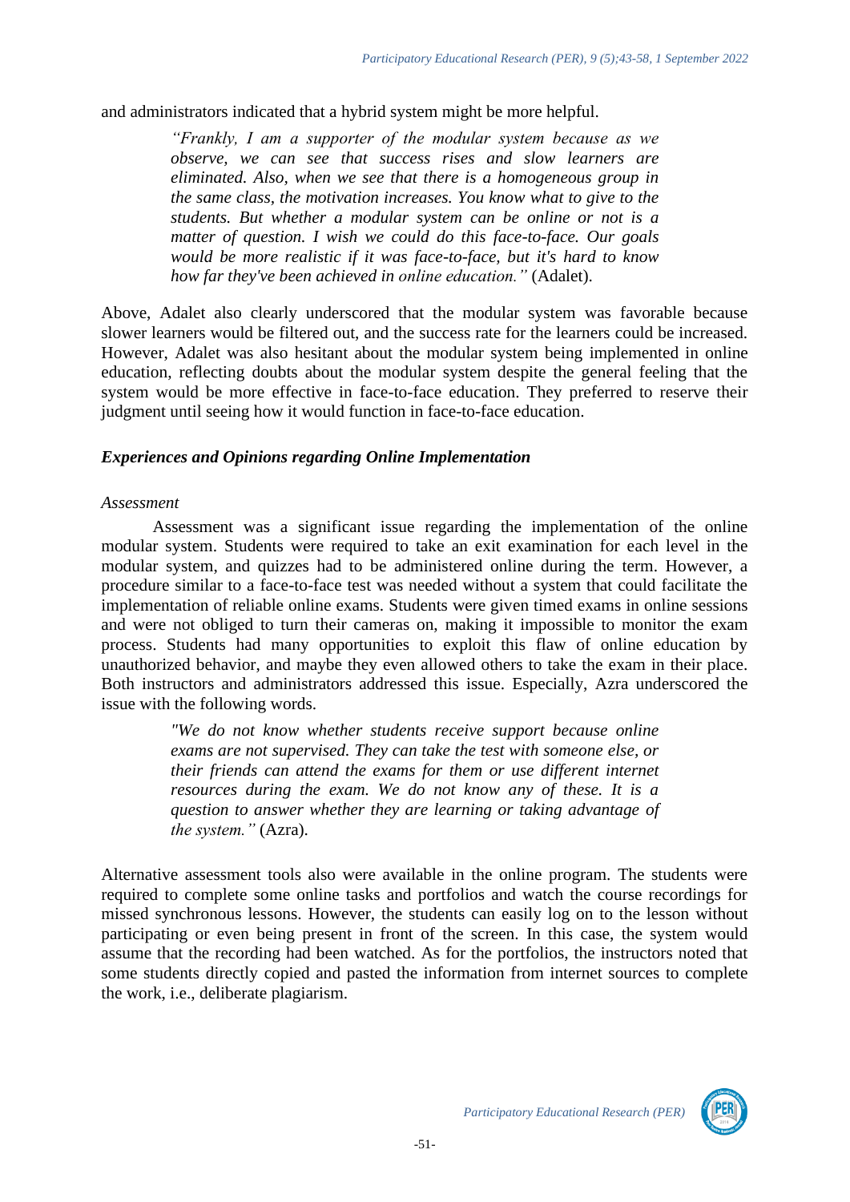and administrators indicated that a hybrid system might be more helpful.

> *"Frankly, I am a supporter of the modular system because as we observe, we can see that success rises and slow learners are eliminated. Also, when we see that there is a homogeneous group in the same class, the motivation increases. You know what to give to the students. But whether a modular system can be online or not is a matter of question. I wish we could do this face-to-face. Our goals would be more realistic if it was face-to-face, but it's hard to know how far they've been achieved in online education."* (Adalet).

Above, Adalet also clearly underscored that the modular system was favorable because slower learners would be filtered out, and the success rate for the learners could be increased. However, Adalet was also hesitant about the modular system being implemented in online education, reflecting doubts about the modular system despite the general feeling that the system would be more effective in face-to-face education. They preferred to reserve their judgment until seeing how it would function in face-to-face education.

### *Experiences and Opinions regarding Online Implementation*

#### *Assessment*

Assessment was a significant issue regarding the implementation of the online modular system. Students were required to take an exit examination for each level in the modular system, and quizzes had to be administered online during the term. However, a procedure similar to a face-to-face test was needed without a system that could facilitate the implementation of reliable online exams. Students were given timed exams in online sessions and were not obliged to turn their cameras on, making it impossible to monitor the exam process. Students had many opportunities to exploit this flaw of online education by unauthorized behavior, and maybe they even allowed others to take the exam in their place. Both instructors and administrators addressed this issue. Especially, Azra underscored the issue with the following words.

> *"We do not know whether students receive support because online exams are not supervised. They can take the test with someone else, or their friends can attend the exams for them or use different internet resources during the exam. We do not know any of these. It is a question to answer whether they are learning or taking advantage of the system."* (Azra).

Alternative assessment tools also were available in the online program. The students were required to complete some online tasks and portfolios and watch the course recordings for missed synchronous lessons. However, the students can easily log on to the lesson without participating or even being present in front of the screen. In this case, the system would assume that the recording had been watched. As for the portfolios, the instructors noted that some students directly copied and pasted the information from internet sources to complete the work, i.e., deliberate plagiarism.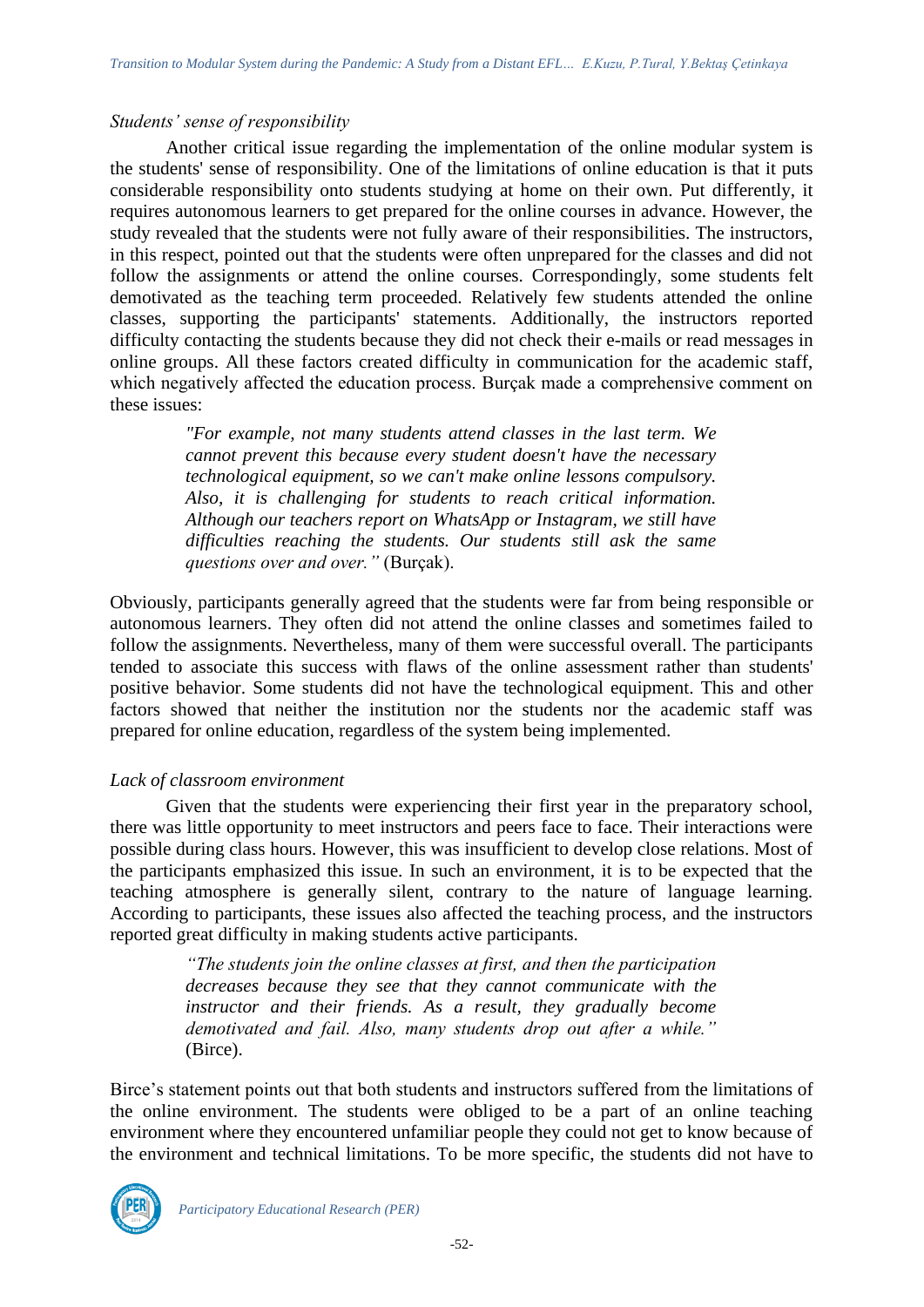*Students' sense of responsibility*

Another critical issue regarding the implementation of the online modular system is the students' sense of responsibility. One of the limitations of online education is that it puts considerable responsibility onto students studying at home on their own. Put differently, it requires autonomous learners to get prepared for the online courses in advance. However, the study revealed that the students were not fully aware of their responsibilities. The instructors, in this respect, pointed out that the students were often unprepared for the classes and did not follow the assignments or attend the online courses. Correspondingly, some students felt demotivated as the teaching term proceeded. Relatively few students attended the online classes, supporting the participants' statements. Additionally, the instructors reported difficulty contacting the students because they did not check their e-mails or read messages in online groups. All these factors created difficulty in communication for the academic staff, which negatively affected the education process. Burçak made a comprehensive comment on these issues:

> *"For example, not many students attend classes in the last term. We cannot prevent this because every student doesn't have the necessary technological equipment, so we can't make online lessons compulsory. Also, it is challenging for students to reach critical information. Although our teachers report on WhatsApp or Instagram, we still have difficulties reaching the students. Our students still ask the same questions over and over."* (Burçak).

Obviously, participants generally agreed that the students were far from being responsible or autonomous learners. They often did not attend the online classes and sometimes failed to follow the assignments. Nevertheless, many of them were successful overall. The participants tended to associate this success with flaws of the online assessment rather than students' positive behavior. Some students did not have the technological equipment. This and other factors showed that neither the institution nor the students nor the academic staff was prepared for online education, regardless of the system being implemented.

*Lack of classroom environment*

Given that the students were experiencing their first year in the preparatory school, there was little opportunity to meet instructors and peers face to face. Their interactions were possible during class hours. However, this was insufficient to develop close relations. Most of the participants emphasized this issue. In such an environment, it is to be expected that the teaching atmosphere is generally silent, contrary to the nature of language learning. According to participants, these issues also affected the teaching process, and the instructors reported great difficulty in making students active participants.

> *"The students join the online classes at first, and then the participation decreases because they see that they cannot communicate with the instructor and their friends. As a result, they gradually become demotivated and fail. Also, many students drop out after a while."* (Birce).

Birce's statement points out that both students and instructors suffered from the limitations of the online environment. The students were obliged to be a part of an online teaching environment where they encountered unfamiliar people they could not get to know because of the environment and technical limitations. To be more specific, the students did not have to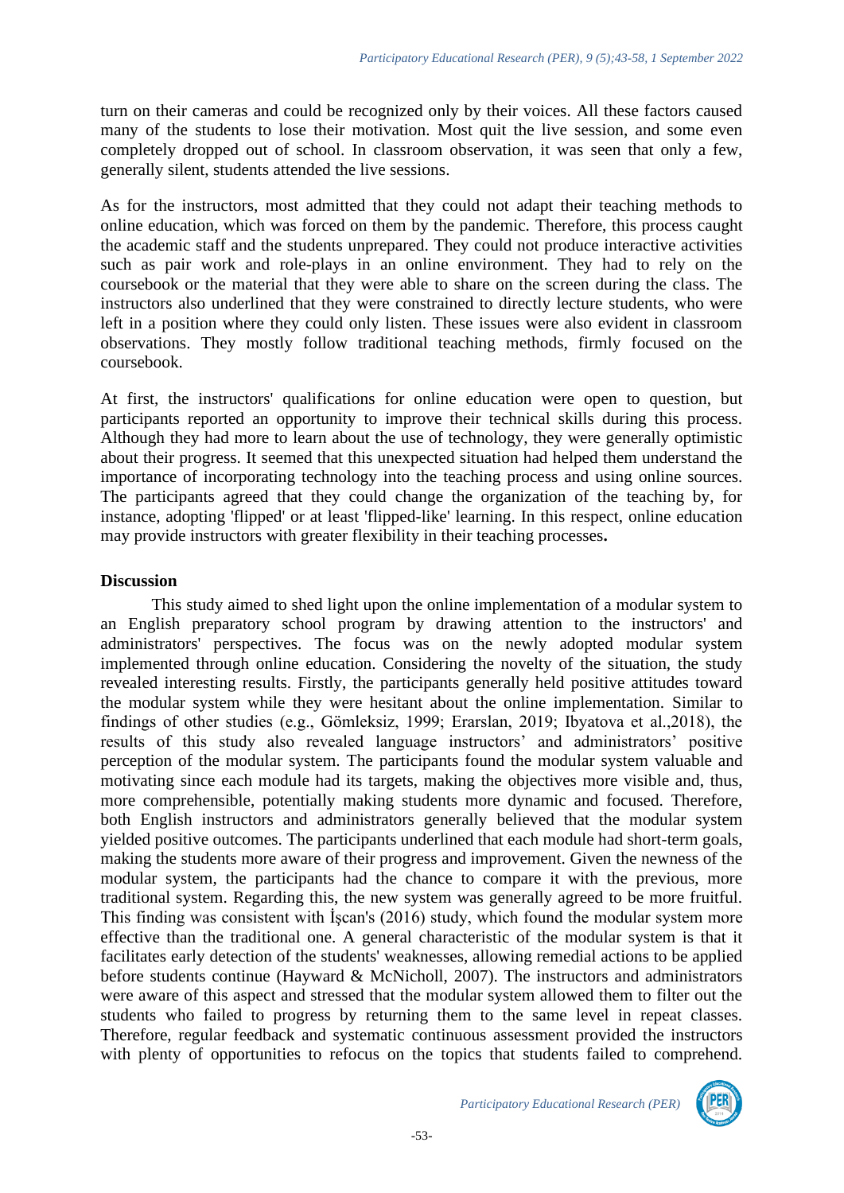turn on their cameras and could be recognized only by their voices. All these factors caused many of the students to lose their motivation. Most quit the live session, and some even completely dropped out of school. In classroom observation, it was seen that only a few, generally silent, students attended the live sessions.

As for the instructors, most admitted that they could not adapt their teaching methods to online education, which was forced on them by the pandemic. Therefore, this process caught the academic staff and the students unprepared. They could not produce interactive activities such as pair work and role-plays in an online environment. They had to rely on the coursebook or the material that they were able to share on the screen during the class. The instructors also underlined that they were constrained to directly lecture students, who were left in a position where they could only listen. These issues were also evident in classroom observations. They mostly follow traditional teaching methods, firmly focused on the coursebook.

At first, the instructors' qualifications for online education were open to question, but participants reported an opportunity to improve their technical skills during this process. Although they had more to learn about the use of technology, they were generally optimistic about their progress. It seemed that this unexpected situation had helped them understand the importance of incorporating technology into the teaching process and using online sources. The participants agreed that they could change the organization of the teaching by, for instance, adopting 'flipped' or at least 'flipped-like' learning. In this respect, online education may provide instructors with greater flexibility in their teaching processes**.**

## Discussion

This study aimed to shed light upon the online implementation of a modular system to an English preparatory school program by drawing attention to the instructors' and administrators' perspectives. The focus was on the newly adopted modular system implemented through online education. Considering the novelty of the situation, the study revealed interesting results. Firstly, the participants generally held positive attitudes toward the modular system while they were hesitant about the online implementation. Similar to findings of other studies (e.g., Gömleksiz, 1999; Erarslan, 2019; Ibyatova et al.,2018), the results of this study also revealed language instructors' and administrators' positive perception of the modular system. The participants found the modular system valuable and motivating since each module had its targets, making the objectives more visible and, thus, more comprehensible, potentially making students more dynamic and focused. Therefore, both English instructors and administrators generally believed that the modular system yielded positive outcomes. The participants underlined that each module had short-term goals, making the students more aware of their progress and improvement. Given the newness of the modular system, the participants had the chance to compare it with the previous, more traditional system. Regarding this, the new system was generally agreed to be more fruitful. This finding was consistent with İşcan's (2016) study, which found the modular system more effective than the traditional one. A general characteristic of the modular system is that it facilitates early detection of the students' weaknesses, allowing remedial actions to be applied before students continue (Hayward & McNicholl, 2007). The instructors and administrators were aware of this aspect and stressed that the modular system allowed them to filter out the students who failed to progress by returning them to the same level in repeat classes. Therefore, regular feedback and systematic continuous assessment provided the instructors with plenty of opportunities to refocus on the topics that students failed to comprehend.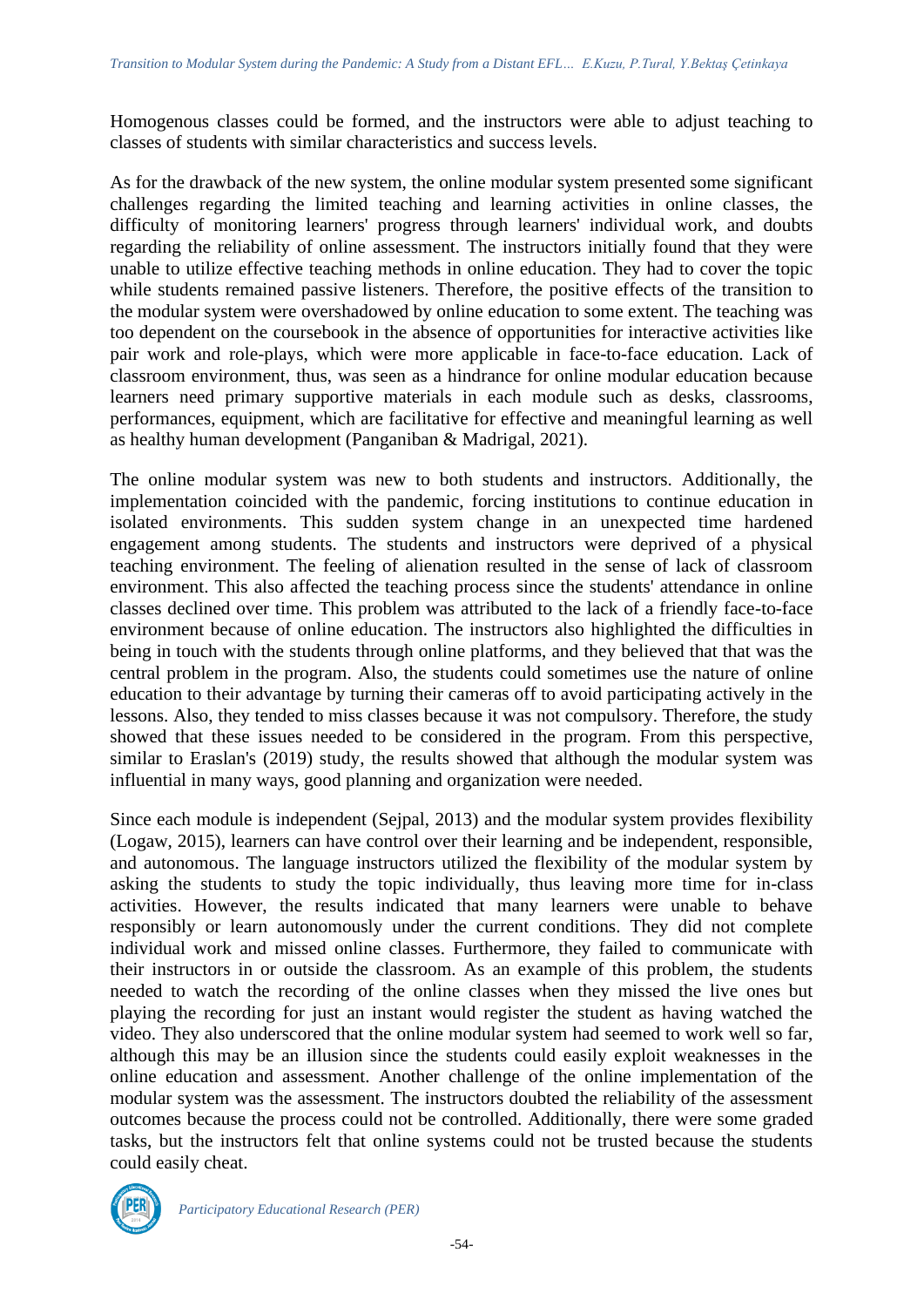Homogenous classes could be formed, and the instructors were able to adjust teaching to classes of students with similar characteristics and success levels.

As for the drawback of the new system, the online modular system presented some significant challenges regarding the limited teaching and learning activities in online classes, the difficulty of monitoring learners' progress through learners' individual work, and doubts regarding the reliability of online assessment. The instructors initially found that they were unable to utilize effective teaching methods in online education. They had to cover the topic while students remained passive listeners. Therefore, the positive effects of the transition to the modular system were overshadowed by online education to some extent. The teaching was too dependent on the coursebook in the absence of opportunities for interactive activities like pair work and role-plays, which were more applicable in face-to-face education. Lack of classroom environment, thus, was seen as a hindrance for online modular education because learners need primary supportive materials in each module such as desks, classrooms, performances, equipment, which are facilitative for effective and meaningful learning as well as healthy human development (Panganiban & Madrigal, 2021).

The online modular system was new to both students and instructors. Additionally, the implementation coincided with the pandemic, forcing institutions to continue education in isolated environments. This sudden system change in an unexpected time hardened engagement among students. The students and instructors were deprived of a physical teaching environment. The feeling of alienation resulted in the sense of lack of classroom environment. This also affected the teaching process since the students' attendance in online classes declined over time. This problem was attributed to the lack of a friendly face-to-face environment because of online education. The instructors also highlighted the difficulties in being in touch with the students through online platforms, and they believed that that was the central problem in the program. Also, the students could sometimes use the nature of online education to their advantage by turning their cameras off to avoid participating actively in the lessons. Also, they tended to miss classes because it was not compulsory. Therefore, the study showed that these issues needed to be considered in the program. From this perspective, similar to Eraslan's (2019) study, the results showed that although the modular system was influential in many ways, good planning and organization were needed.

Since each module is independent (Sejpal, 2013) and the modular system provides flexibility (Logaw, 2015), learners can have control over their learning and be independent, responsible, and autonomous. The language instructors utilized the flexibility of the modular system by asking the students to study the topic individually, thus leaving more time for in-class activities. However, the results indicated that many learners were unable to behave responsibly or learn autonomously under the current conditions. They did not complete individual work and missed online classes. Furthermore, they failed to communicate with their instructors in or outside the classroom. As an example of this problem, the students needed to watch the recording of the online classes when they missed the live ones but playing the recording for just an instant would register the student as having watched the video. They also underscored that the online modular system had seemed to work well so far, although this may be an illusion since the students could easily exploit weaknesses in the online education and assessment. Another challenge of the online implementation of the modular system was the assessment. The instructors doubted the reliability of the assessment outcomes because the process could not be controlled. Additionally, there were some graded tasks, but the instructors felt that online systems could not be trusted because the students could easily cheat.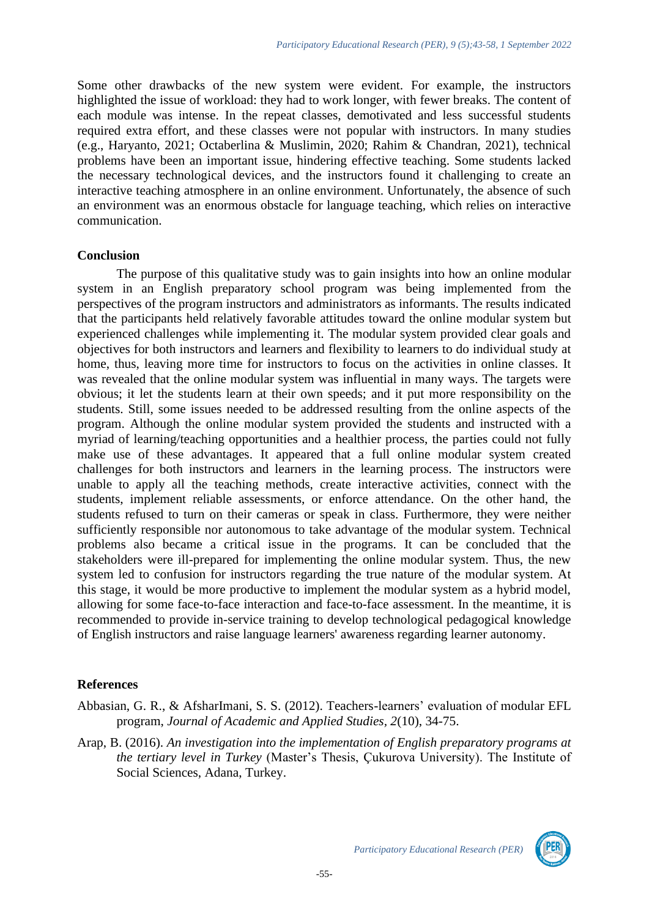Some other drawbacks of the new system were evident. For example, the instructors highlighted the issue of workload: they had to work longer, with fewer breaks. The content of each module was intense. In the repeat classes, demotivated and less successful students required extra effort, and these classes were not popular with instructors. In many studies (e.g., Haryanto, 2021; Octaberlina & Muslimin, 2020; Rahim & Chandran, 2021), technical problems have been an important issue, hindering effective teaching. Some students lacked the necessary technological devices, and the instructors found it challenging to create an interactive teaching atmosphere in an online environment. Unfortunately, the absence of such an environment was an enormous obstacle for language teaching, which relies on interactive communication.

## Conclusion

The purpose of this qualitative study was to gain insights into how an online modular system in an English preparatory school program was being implemented from the perspectives of the program instructors and administrators as informants. The results indicated that the participants held relatively favorable attitudes toward the online modular system but experienced challenges while implementing it. The modular system provided clear goals and objectives for both instructors and learners and flexibility to learners to do individual study at home, thus, leaving more time for instructors to focus on the activities in online classes. It was revealed that the online modular system was influential in many ways. The targets were obvious; it let the students learn at their own speeds; and it put more responsibility on the students. Still, some issues needed to be addressed resulting from the online aspects of the program. Although the online modular system provided the students and instructed with a myriad of learning/teaching opportunities and a healthier process, the parties could not fully make use of these advantages. It appeared that a full online modular system created challenges for both instructors and learners in the learning process. The instructors were unable to apply all the teaching methods, create interactive activities, connect with the students, implement reliable assessments, or enforce attendance. On the other hand, the students refused to turn on their cameras or speak in class. Furthermore, they were neither sufficiently responsible nor autonomous to take advantage of the modular system. Technical problems also became a critical issue in the programs. It can be concluded that the stakeholders were ill-prepared for implementing the online modular system. Thus, the new system led to confusion for instructors regarding the true nature of the modular system. At this stage, it would be more productive to implement the modular system as a hybrid model, allowing for some face-to-face interaction and face-to-face assessment. In the meantime, it is recommended to provide in-service training to develop technological pedagogical knowledge of English instructors and raise language learners' awareness regarding learner autonomy.

## References

Abbasian, G. R., & AfsharImani, S. S. (2012). Teachers-learners' evaluation of modular EFL program, *Journal of Academic and Applied Studies*, *2*(10), 34-75.

Arap, B. (2016). *An investigation into the implementation of English preparatory programs at the tertiary level in Turkey* (Master's Thesis, Çukurova University). The Institute of Social Sciences, Adana, Turkey.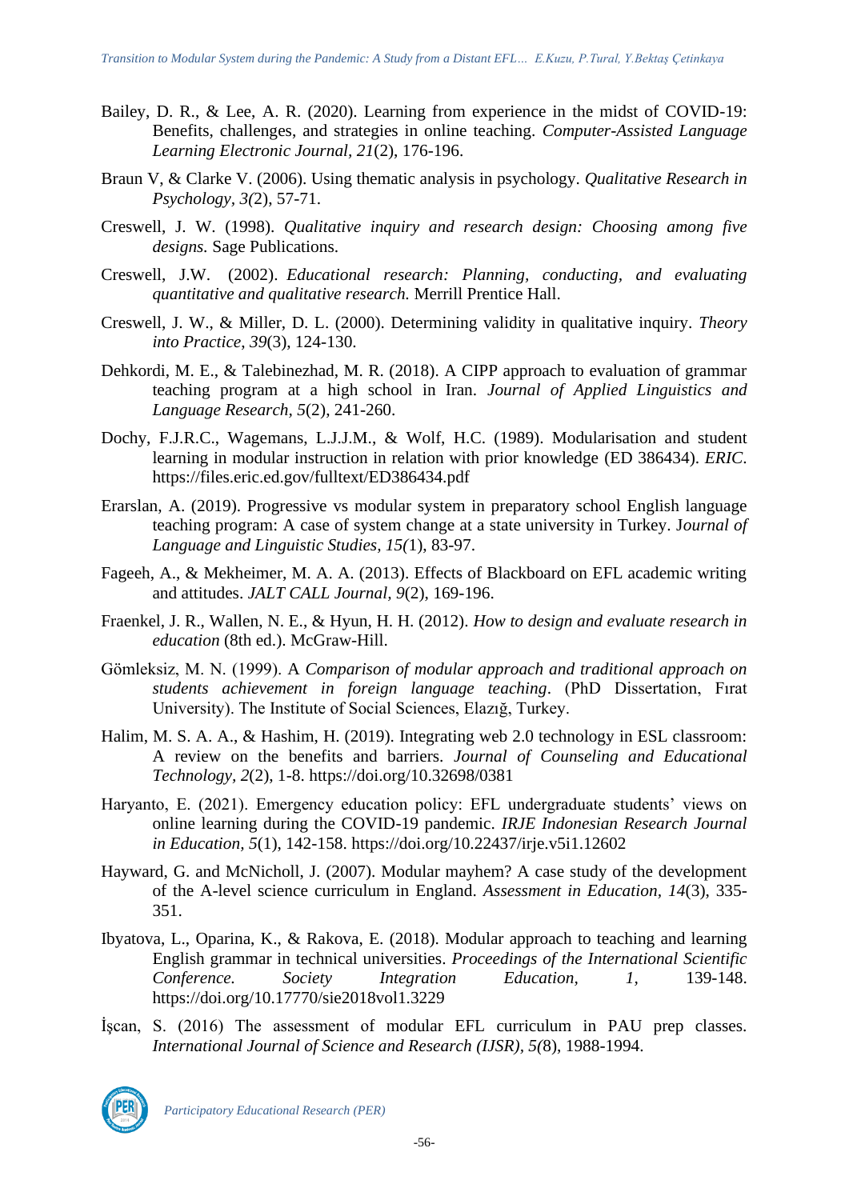Bailey, D. R., & Lee, A. R. (2020). Learning from experience in the midst of COVID-19: Benefits, challenges, and strategies in online teaching. *Computer-Assisted Language Learning Electronic Journal*, *21*(2), 176-196.

Braun V, & Clarke V. (2006). Using thematic analysis in psychology. *Qualitative Research in Psychology, 3(*2), 57-71.

Creswell, J. W. (1998). *Qualitative inquiry and research design: Choosing among five designs.* Sage Publications.

Creswell, J.W. (2002). *Educational research: Planning, conducting, and evaluating quantitative and qualitative research.* Merrill Prentice Hall.

Creswell, J. W., & Miller, D. L. (2000). Determining validity in qualitative inquiry. *Theory into Practice*, *39*(3), 124-130.

Dehkordi, M. E., & Talebinezhad, M. R. (2018). A CIPP approach to evaluation of grammar teaching program at a high school in Iran. *Journal of Applied Linguistics and Language Research*, *5*(2), 241-260.

Dochy, F.J.R.C., Wagemans, L.J.J.M., & Wolf, H.C. (1989). Modularisation and student learning in modular instruction in relation with prior knowledge (ED 386434). *ERIC*. https://files.eric.ed.gov/fulltext/ED386434.pdf

Erarslan, A. (2019). Progressive vs modular system in preparatory school English language teaching program: A case of system change at a state university in Turkey. J*ournal of Language and Linguistic Studies*, *15(*1), 83-97.

Fageeh, A., & Mekheimer, M. A. A. (2013). Effects of Blackboard on EFL academic writing and attitudes. *JALT CALL Journal*, *9*(2), 169-196.

Fraenkel, J. R., Wallen, N. E., & Hyun, H. H. (2012). *How to design and evaluate research in education* (8th ed.). McGraw-Hill.

Gömleksiz, M. N. (1999). A *Comparison of modular approach and traditional approach on students achievement in foreign language teaching*. (PhD Dissertation, Fırat University). The Institute of Social Sciences, Elazığ, Turkey.

Halim, M. S. A. A., & Hashim, H. (2019). Integrating web 2.0 technology in ESL classroom: A review on the benefits and barriers. *Journal of Counseling and Educational Technology*, *2*(2), 1-8. https://doi.org/10.32698/0381

Haryanto, E. (2021). Emergency education policy: EFL undergraduate students' views on online learning during the COVID-19 pandemic. *IRJE Indonesian Research Journal in Education*, *5*(1), 142-158. https://doi.org/10.22437/irje.v5i1.12602

Hayward, G. and McNicholl, J. (2007). Modular mayhem? A case study of the development of the A-level science curriculum in England. *Assessment in Education, 14*(3), 335-351.

Ibyatova, L., Oparina, K., & Rakova, E. (2018). Modular approach to teaching and learning English grammar in technical universities. *Proceedings of the International Scientific Conference. Society Integration Education, 1*, 139-148. https://doi.org/10.17770/sie2018vol1.3229

İşcan, S. (2016) The assessment of modular EFL curriculum in PAU prep classes. *International Journal of Science and Research (IJSR), 5(*8), 1988-1994.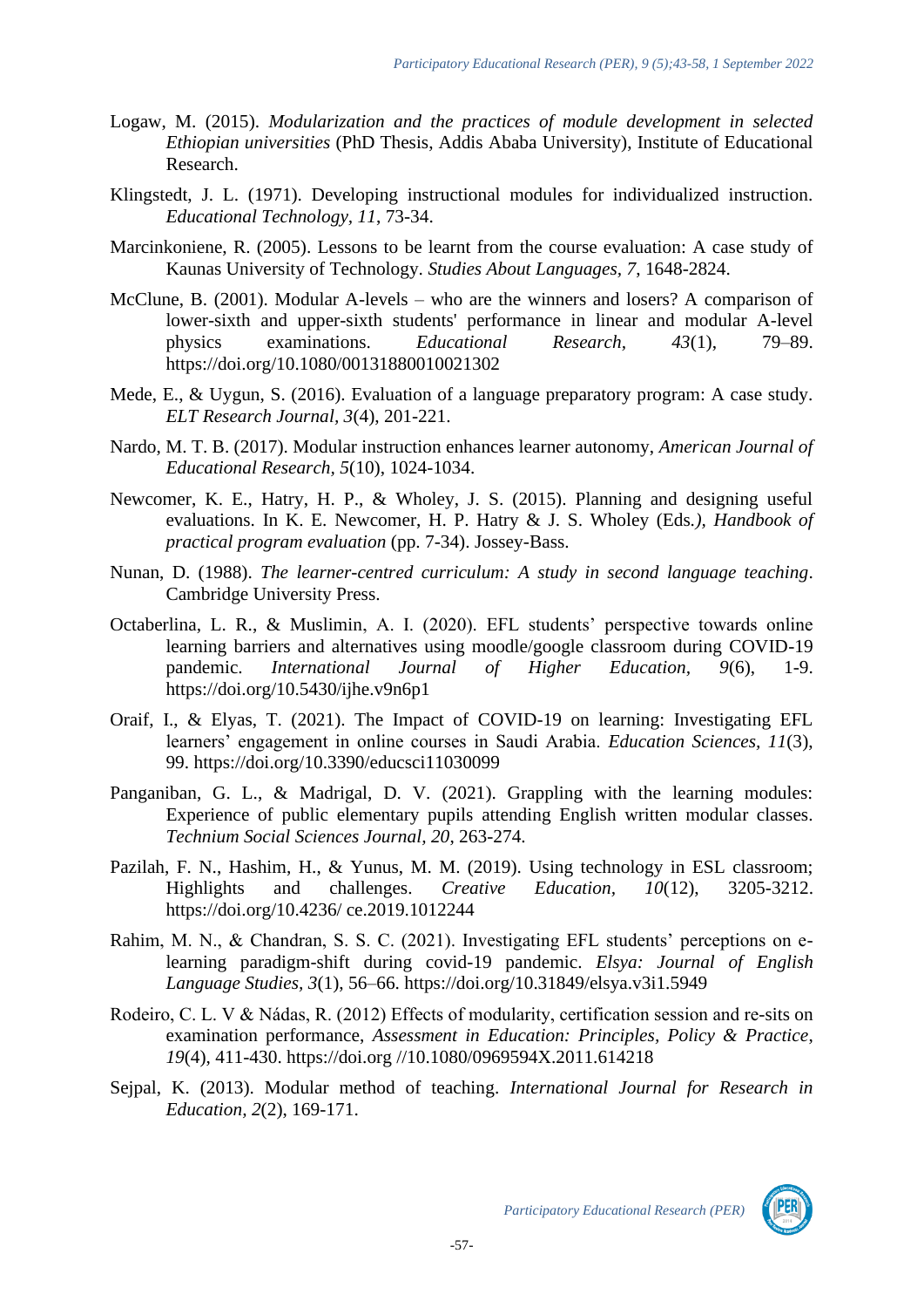Logaw, M. (2015). *Modularization and the practices of module development in selected Ethiopian universities* (PhD Thesis, Addis Ababa University), Institute of Educational Research.

Klingstedt, J. L. (1971). Developing instructional modules for individualized instruction. *Educational Technology, 11*, 73-34.

Marcinkoniene, R. (2005). Lessons to be learnt from the course evaluation: A case study of Kaunas University of Technology. *Studies About Languages, 7*, 1648-2824.

McClune, B. (2001). Modular A-levels – who are the winners and losers? A comparison of lower-sixth and upper-sixth students' performance in linear and modular A-level physics examinations. *Educational Research, 43*(1), 79–89. https://doi.org/10.1080/00131880010021302

Mede, E., & Uygun, S. (2016). Evaluation of a language preparatory program: A case study. *ELT Research Journal, 3*(4), 201-221.

Nardo, M. T. B. (2017). Modular instruction enhances learner autonomy, *American Journal of Educational Research, 5*(10), 1024-1034.

Newcomer, K. E., Hatry, H. P., & Wholey, J. S. (2015). Planning and designing useful evaluations. In K. E. Newcomer, H. P. Hatry & J. S. Wholey (Eds.*), Handbook of practical program evaluation* (pp. 7-34). Jossey-Bass.

Nunan, D. (1988). *The learner-centred curriculum: A study in second language teaching*. Cambridge University Press.

Octaberlina, L. R., & Muslimin, A. I. (2020). EFL students' perspective towards online learning barriers and alternatives using moodle/google classroom during COVID-19 pandemic. *International Journal of Higher Education, 9*(6), 1-9. https://doi.org/10.5430/ijhe.v9n6p1

Oraif, I., & Elyas, T. (2021). The Impact of COVID-19 on learning: Investigating EFL learners' engagement in online courses in Saudi Arabia. *Education Sciences, 11*(3), 99. https://doi.org/10.3390/educsci11030099

Panganiban, G. L., & Madrigal, D. V. (2021). Grappling with the learning modules: Experience of public elementary pupils attending English written modular classes. *Technium Social Sciences Journal, 20*, 263-274.

Pazilah, F. N., Hashim, H., & Yunus, M. M. (2019). Using technology in ESL classroom; Highlights and challenges. *Creative Education, 10*(12), 3205-3212. https://doi.org/10.4236/ ce.2019.1012244

Rahim, M. N., & Chandran, S. S. C. (2021). Investigating EFL students' perceptions on e-learning paradigm-shift during covid-19 pandemic. *Elsya: Journal of English Language Studies, 3*(1), 56–66. https://doi.org/10.31849/elsya.v3i1.5949

Rodeiro, C. L. V & Nádas, R. (2012) Effects of modularity, certification session and re-sits on examination performance, *Assessment in Education: Principles, Policy & Practice, 19*(4), 411-430. https://doi.org //10.1080/0969594X.2011.614218

Sejpal, K. (2013). Modular method of teaching. *International Journal for Research in Education, 2*(2), 169-171.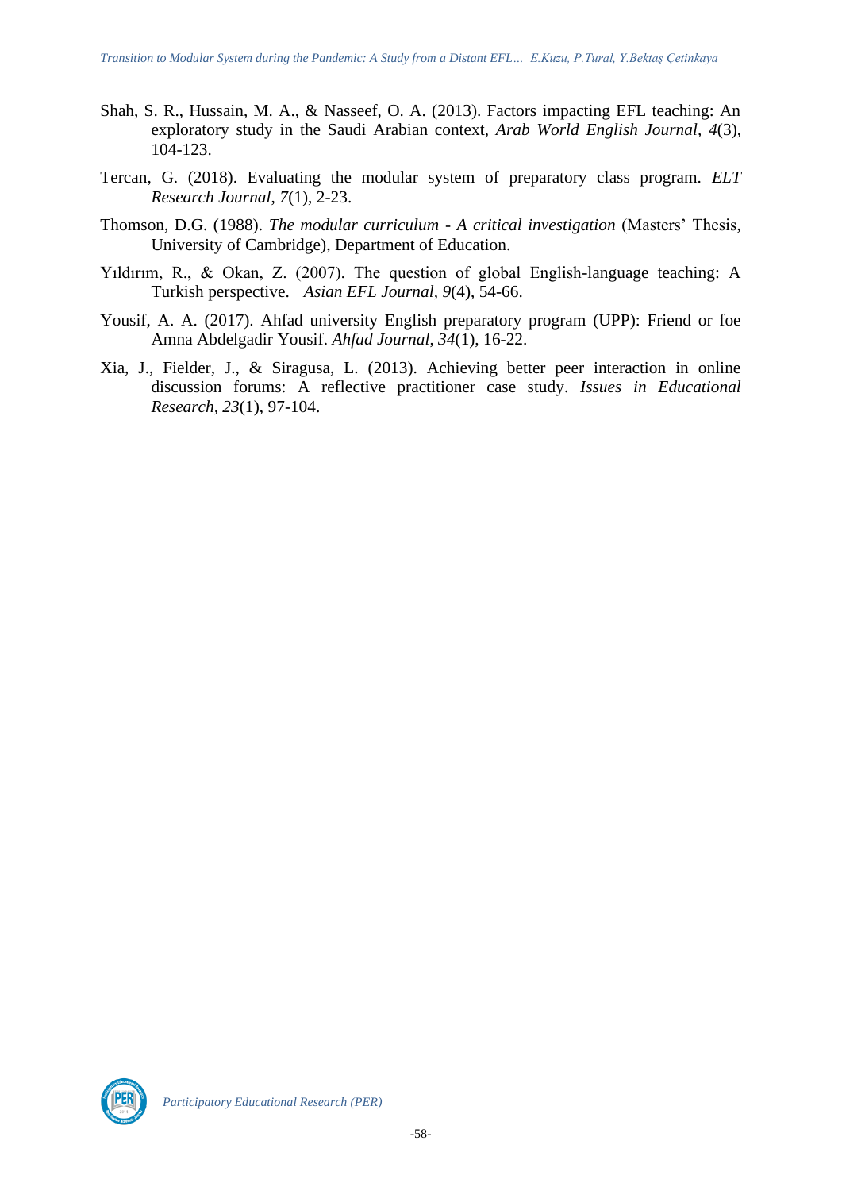Shah, S. R., Hussain, M. A., & Nasseef, O. A. (2013). Factors impacting EFL teaching: An exploratory study in the Saudi Arabian context, *Arab World English Journal*, *4*(3), 104-123.

Tercan, G. (2018). Evaluating the modular system of preparatory class program. *ELT Research Journal*, *7*(1), 2-23.

Thomson, D.G. (1988). *The modular curriculum - A critical investigation* (Masters' Thesis, University of Cambridge), Department of Education.

Yıldırım, R., & Okan, Z. (2007). The question of global English-language teaching: A Turkish perspective. *Asian EFL Journal*, *9*(4), 54-66.

Yousif, A. A. (2017). Ahfad university English preparatory program (UPP): Friend or foe Amna Abdelgadir Yousif. *Ahfad Journal*, *34*(1), 16-22.

Xia, J., Fielder, J., & Siragusa, L. (2013). Achieving better peer interaction in online discussion forums: A reflective practitioner case study. *Issues in Educational Research, 23*(1), 97-104.